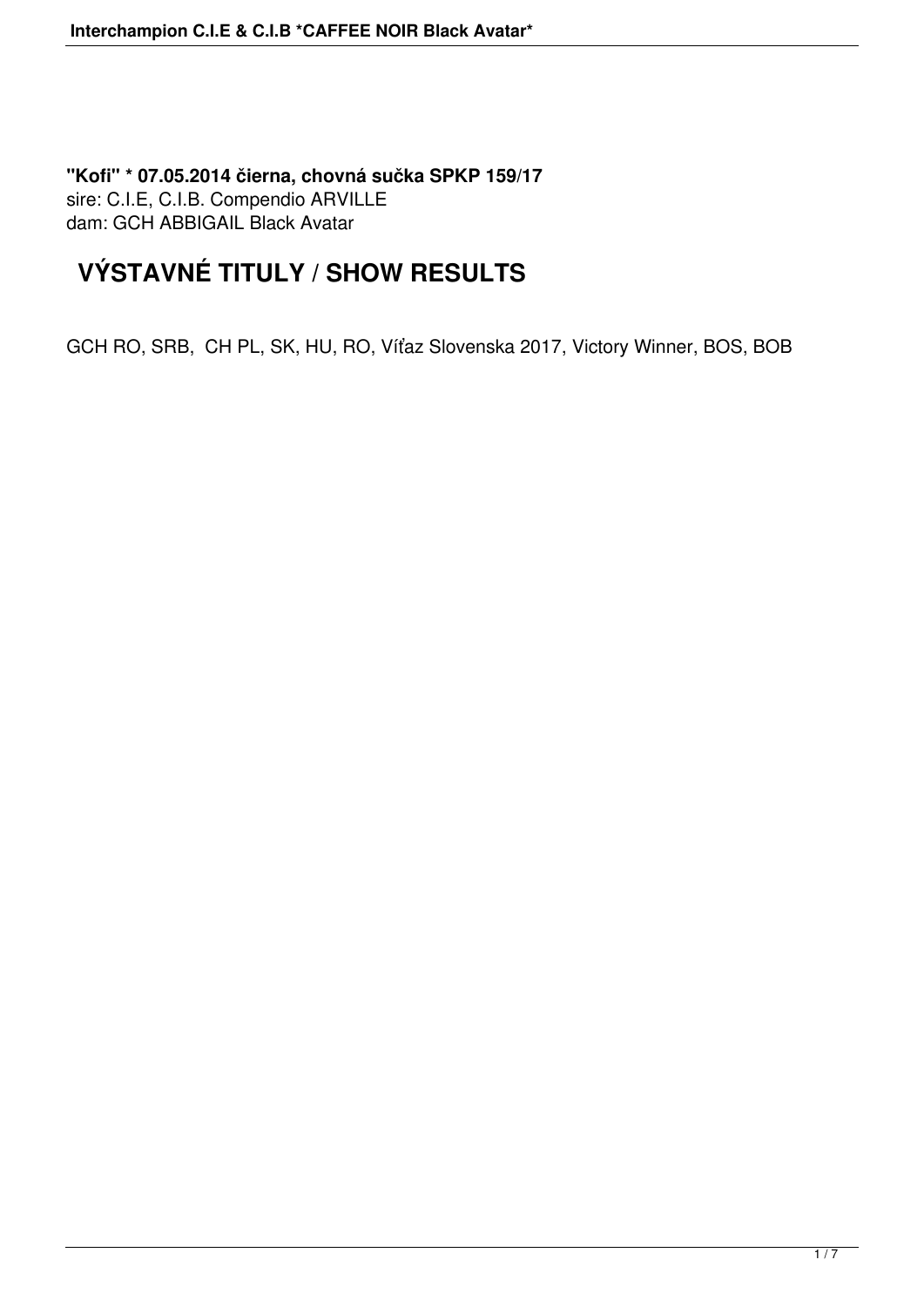**"Kofi" * 07.05.2014 čierna, chovná sučka SPKP 159/17**
sire: C.I.E, C.I.B. Compendio ARVILLE
dam: GCH ABBIGAIL Black Avatar

## VÝSTAVNÉ TITULY / SHOW RESULTS

GCH RO, SRB, CH PL, SK, HU, RO, Víťaz Slovenska 2017, Victory Winner, BOS, BOB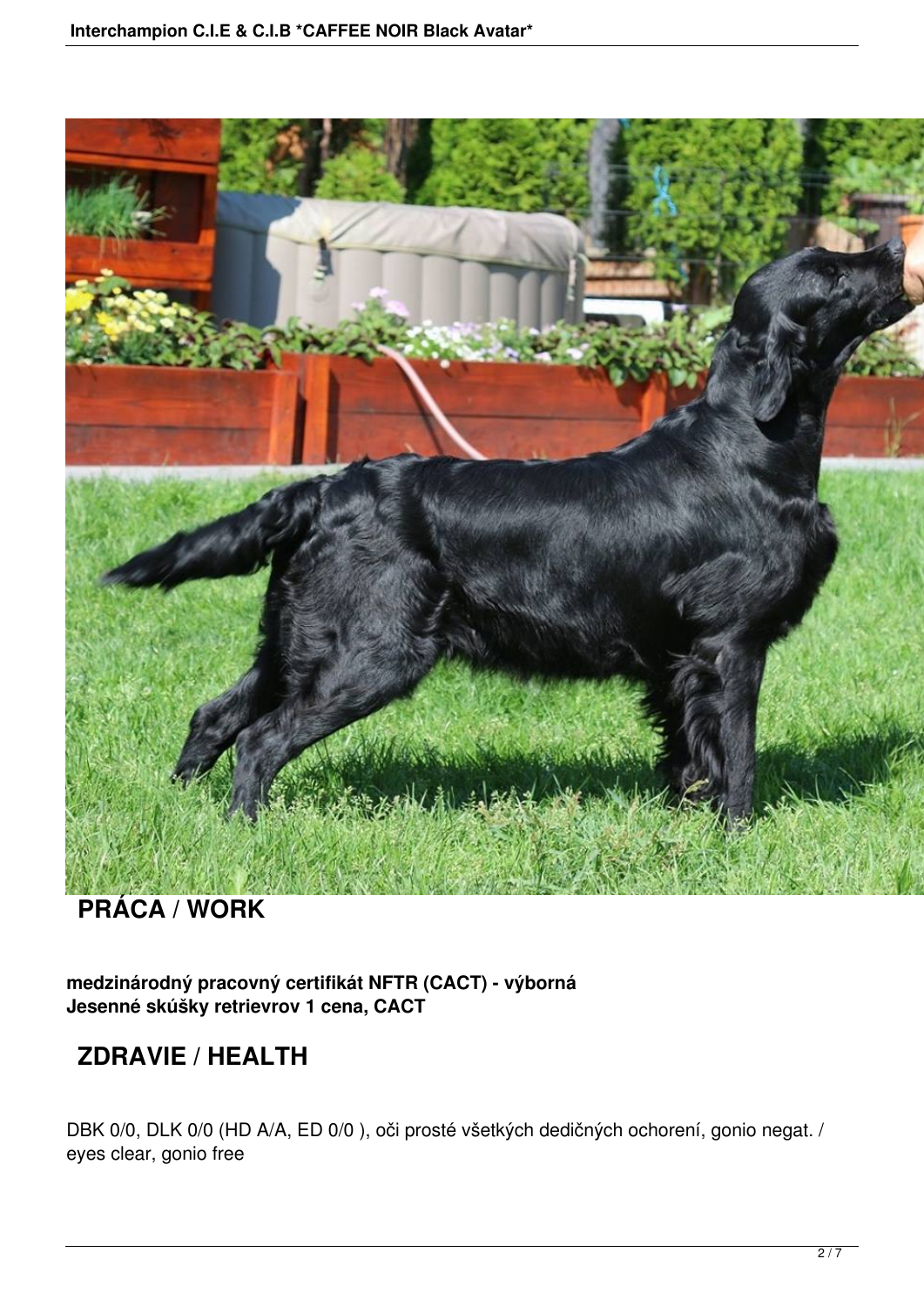## PRÁCA / WORK

**medzinárodný pracovný certifikát NFTR (CACT) - výborná**
**Jesenné skúšky retrievrov 1 cena, CACT**

## ZDRAVIE / HEALTH

DBK 0/0, DLK 0/0 (HD A/A, ED 0/0 ), oči prosté všetkých dedičných ochorení, gonio negat. / eyes clear, gonio free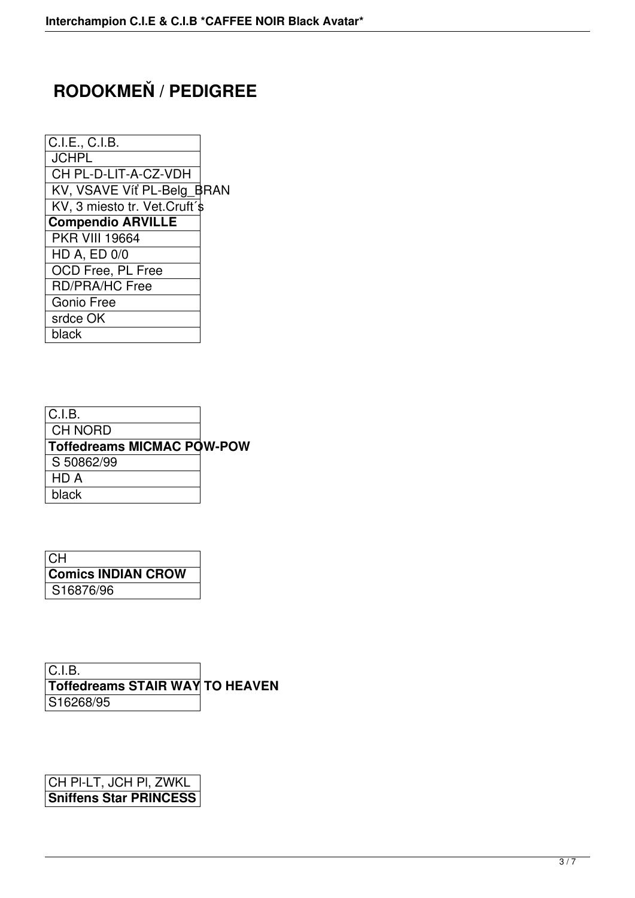# RODOKMEŇ / PEDIGREE

| C.I.E., C.I.B. |
| --- |
| JCHPL |
| CH PL-D-LIT-A-CZ-VDH |
| KV, VSAVE Víť PL-Belg_BRAN |
| KV, 3 miesto tr. Vet.Cruft´s |
| **Compendio ARVILLE** |
| PKR VIII 19664 |
| HD A, ED 0/0 |
| OCD Free, PL Free |
| RD/PRA/HC Free |
| Gonio Free |
| srdce OK |
| black |

| C.I.B. |
| --- |
| CH NORD |
| **Toffedreams MICMAC POW-POW** |
| S 50862/99 |
| HD A |
| black |

| CH |
| --- |
| **Comics INDIAN CROW** |
| S16876/96 |

| C.I.B. |
| --- |
| **Toffedreams STAIR WAY TO HEAVEN** |
| S16268/95 |

| CH Pl-LT, JCH Pl, ZWKL |
| --- |
| **Sniffens Star PRINCESS** |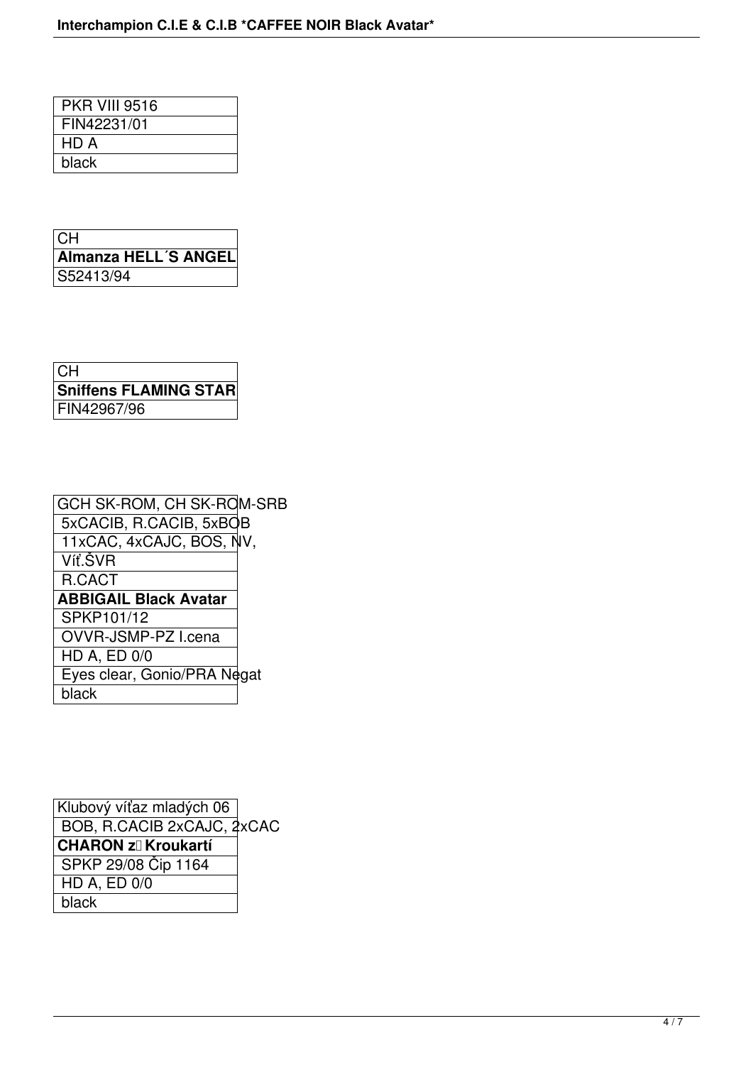| PKR VIII 9516 |
|---|
| FIN42231/01 |
| HD A |
| black |

| CH |
|---|
| **Almanza HELL´S ANGEL** |
| S52413/94 |

| CH |
|---|
| **Sniffens FLAMING STAR** |
| FIN42967/96 |

| GCH SK-ROM, CH SK-ROM-SRB |
|---|
| 5xCACIB, R.CACIB, 5xBOB |
| 11xCAC, 4xCAJC, BOS, NV, |
| Víť.ŠVR |
| R.CACT |
| **ABBIGAIL Black Avatar** |
| SPKP101/12 |
| OVVR-JSMP-PZ I.cena |
| HD A, ED 0/0 |
| Eyes clear, Gonio/PRA Negat |
| black |

| Klubový víťaz mladých 06 |
|---|
| BOB, R.CACIB 2xCAJC, 2xCAC |
| **CHARON z Kroukartí** |
| SPKP 29/08 Čip 1164 |
| HD A, ED 0/0 |
| black |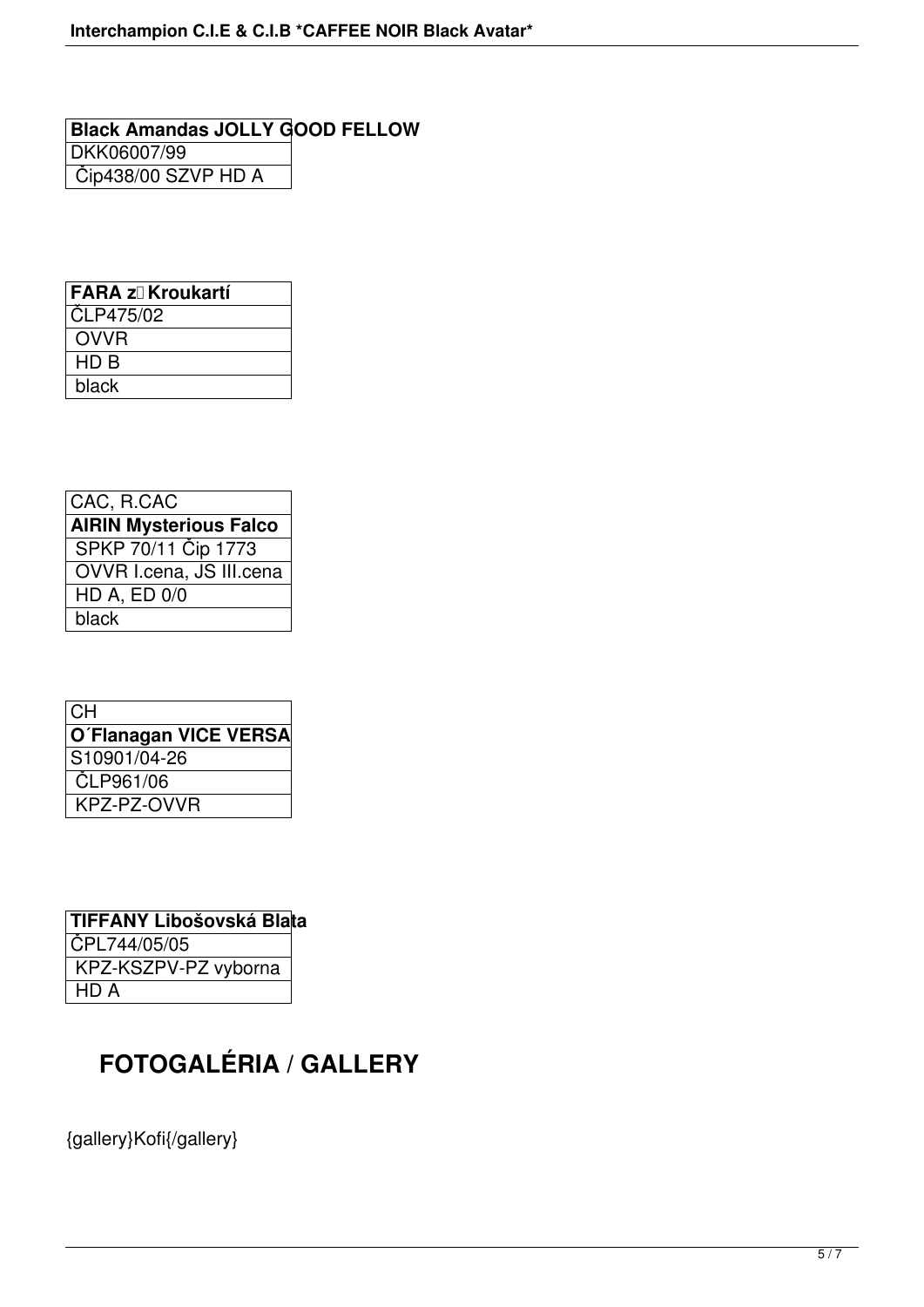| **Black Amandas JOLLY GOOD FELLOW** |
|---|
| DKK06007/99 |
| Čip438/00 SZVP HD A |

| **FARA z Kroukartí** |
|---|
| ČLP475/02 |
| OVVR |
| HD B |
| black |

| CAC, R.CAC |
|---|
| **AIRIN Mysterious Falco** |
| SPKP 70/11 Čip 1773 |
| OVVR I.cena, JS III.cena |
| HD A, ED 0/0 |
| black |

| CH |
|---|
| **O´Flanagan VICE VERSA** |
| S10901/04-26 |
| ČLP961/06 |
| KPZ-PZ-OVVR |

| **TIFFANY Libošovská Blata** |
|---|
| ČPL744/05/05 |
| KPZ-KSZPV-PZ vyborna |
| HD A |

# FOTOGALÉRIA / GALLERY

{gallery}Kofi{/gallery}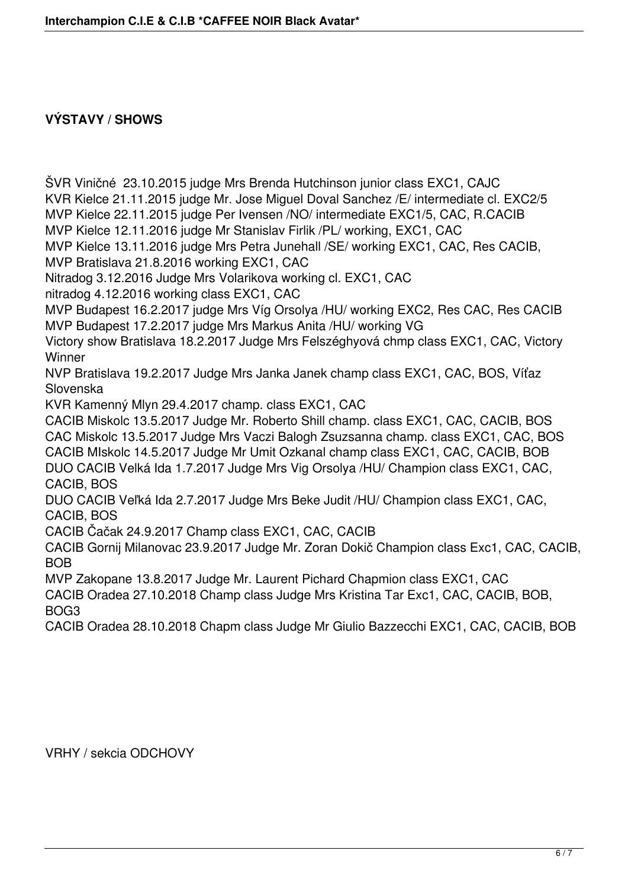**VÝSTAVY / SHOWS**

ŠVR Viničné 23.10.2015 judge Mrs Brenda Hutchinson junior class EXC1, CAJC
KVR Kielce 21.11.2015 judge Mr. Jose Miguel Doval Sanchez /E/ intermediate cl. EXC2/5
MVP Kielce 22.11.2015 judge Per Ivensen /NO/ intermediate EXC1/5, CAC, R.CACIB
MVP Kielce 12.11.2016 judge Mr Stanislav Firlik /PL/ working, EXC1, CAC
MVP Kielce 13.11.2016 judge Mrs Petra Junehall /SE/ working EXC1, CAC, Res CACIB,
MVP Bratislava 21.8.2016 working EXC1, CAC
Nitradog 3.12.2016 Judge Mrs Volarikova working cl. EXC1, CAC
nitradog 4.12.2016 working class EXC1, CAC
MVP Budapest 16.2.2017 judge Mrs Víg Orsolya /HU/ working EXC2, Res CAC, Res CACIB
MVP Budapest 17.2.2017 judge Mrs Markus Anita /HU/ working VG
Victory show Bratislava 18.2.2017 Judge Mrs Felszéghyová chmp class EXC1, CAC, Victory Winner
NVP Bratislava 19.2.2017 Judge Mrs Janka Janek champ class EXC1, CAC, BOS, Víťaz Slovenska
KVR Kamenný Mlyn 29.4.2017 champ. class EXC1, CAC
CACIB Miskolc 13.5.2017 Judge Mr. Roberto Shill champ. class EXC1, CAC, CACIB, BOS
CAC Miskolc 13.5.2017 Judge Mrs Vaczi Balogh Zsuzsanna champ. class EXC1, CAC, BOS
CACIB MIskolc 14.5.2017 Judge Mr Umit Ozkanal champ class EXC1, CAC, CACIB, BOB
DUO CACIB Velká Ida 1.7.2017 Judge Mrs Vig Orsolya /HU/ Champion class EXC1, CAC, CACIB, BOS
DUO CACIB Veľká Ida 2.7.2017 Judge Mrs Beke Judit /HU/ Champion class EXC1, CAC, CACIB, BOS
CACIB Čačak 24.9.2017 Champ class EXC1, CAC, CACIB
CACIB Gornij Milanovac 23.9.2017 Judge Mr. Zoran Dokič Champion class Exc1, CAC, CACIB, BOB
MVP Zakopane 13.8.2017 Judge Mr. Laurent Pichard Chapmion class EXC1, CAC
CACIB Oradea 27.10.2018 Champ class Judge Mrs Kristina Tar Exc1, CAC, CACIB, BOB, BOG3
CACIB Oradea 28.10.2018 Chapm class Judge Mr Giulio Bazzecchi EXC1, CAC, CACIB, BOB

VRHY / sekcia ODCHOVY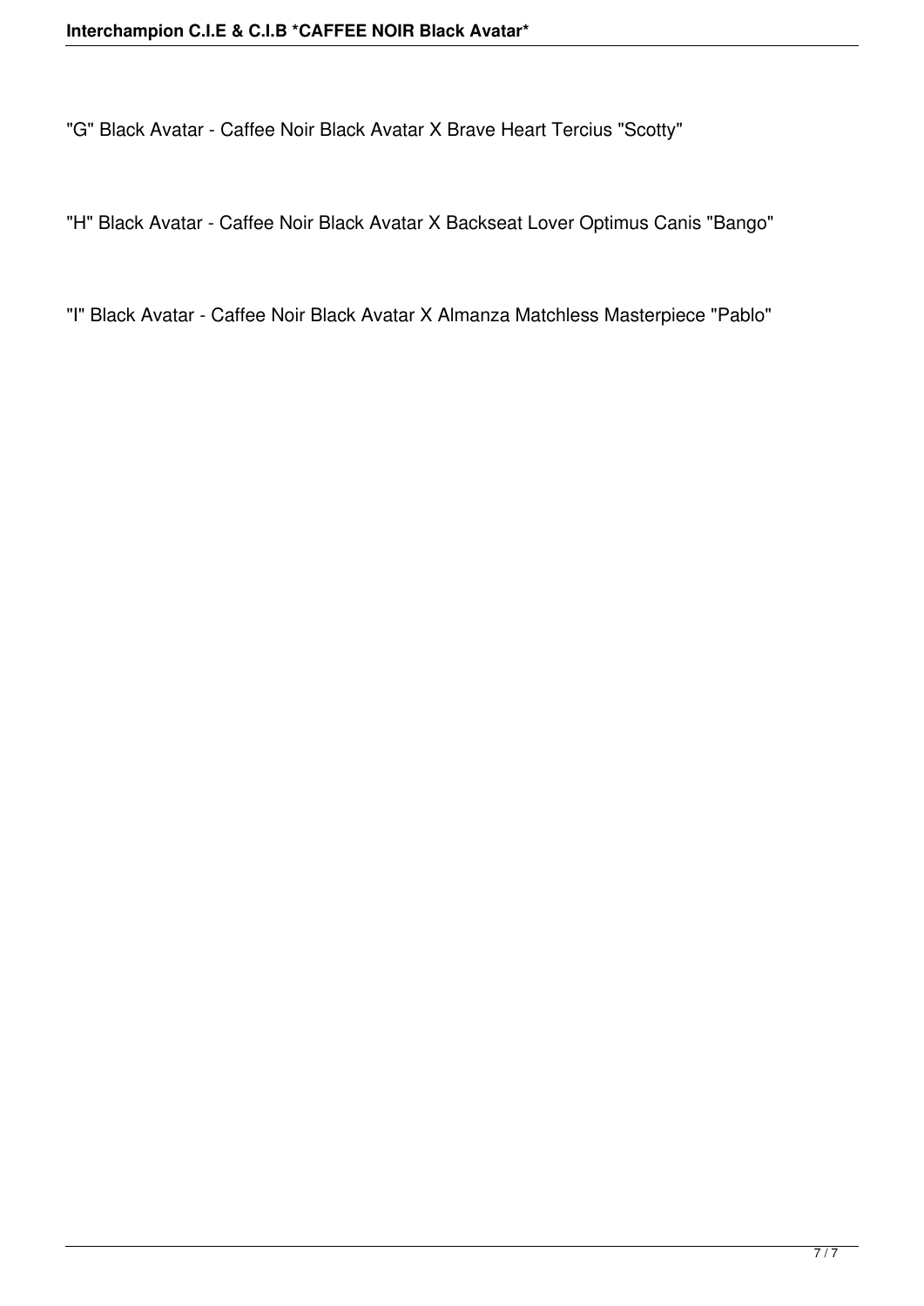"G" Black Avatar - Caffee Noir Black Avatar X Brave Heart Tercius "Scotty"

"H" Black Avatar - Caffee Noir Black Avatar X Backseat Lover Optimus Canis "Bango"

"I" Black Avatar - Caffee Noir Black Avatar X Almanza Matchless Masterpiece "Pablo"